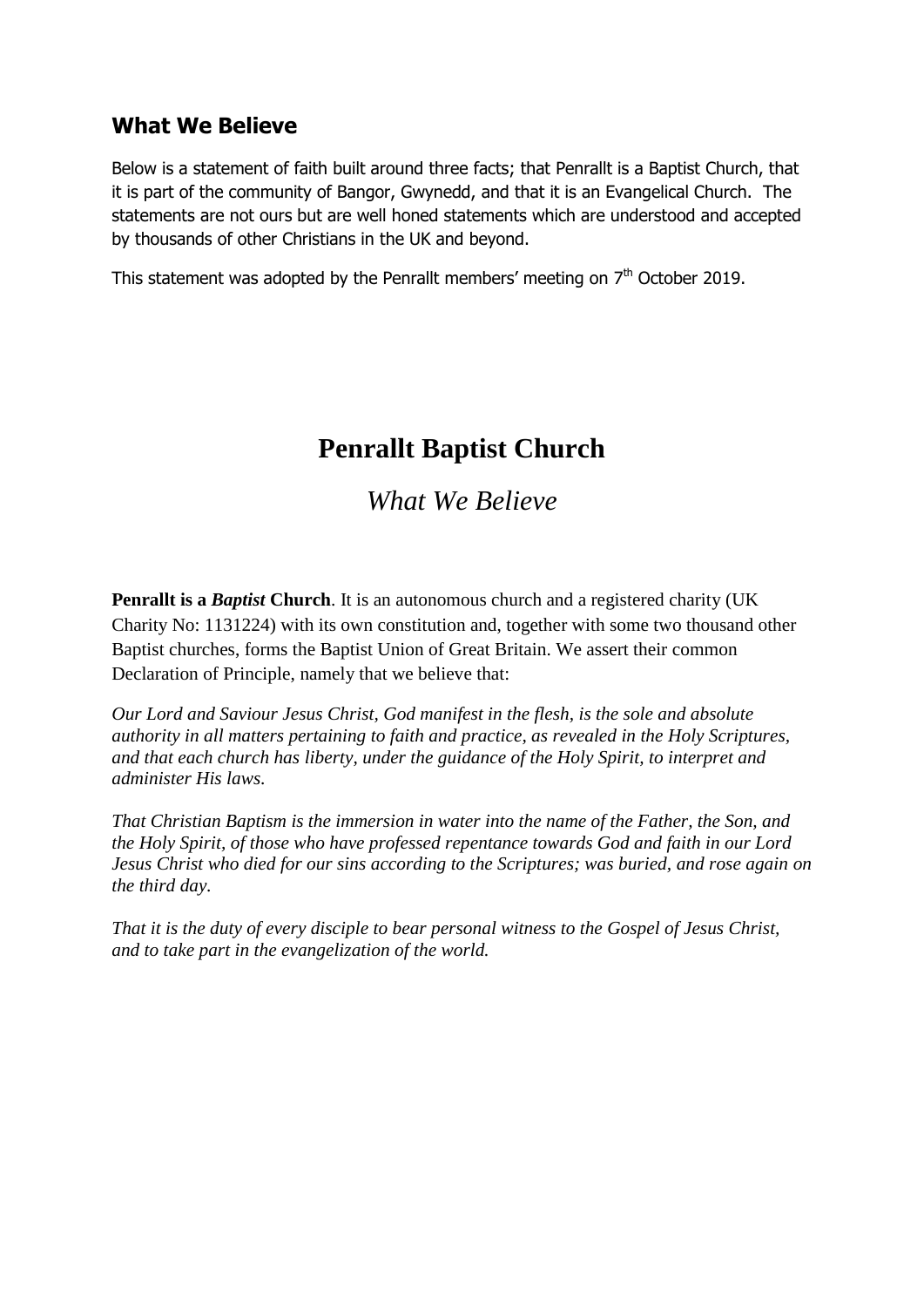## What We Believe

Below is a statement of faith built around three facts; that Penrallt is a Baptist Church, that it is part of the community of Bangor, Gwynedd, and that it is an Evangelical Church. The statements are not ours but are well honed statements which are understood and accepted by thousands of other Christians in the UK and beyond.

This statement was adopted by the Penrallt members' meeting on 7th October 2019.

# Penrallt Baptist Church

*What We Believe*

**Penrallt is a *Baptist* Church**. It is an autonomous church and a registered charity (UK Charity No: 1131224) with its own constitution and, together with some two thousand other Baptist churches, forms the Baptist Union of Great Britain. We assert their common Declaration of Principle, namely that we believe that:

*Our Lord and Saviour Jesus Christ, God manifest in the flesh, is the sole and absolute authority in all matters pertaining to faith and practice, as revealed in the Holy Scriptures, and that each church has liberty, under the guidance of the Holy Spirit, to interpret and administer His laws.*

*That Christian Baptism is the immersion in water into the name of the Father, the Son, and the Holy Spirit, of those who have professed repentance towards God and faith in our Lord Jesus Christ who died for our sins according to the Scriptures; was buried, and rose again on the third day.*

*That it is the duty of every disciple to bear personal witness to the Gospel of Jesus Christ, and to take part in the evangelization of the world.*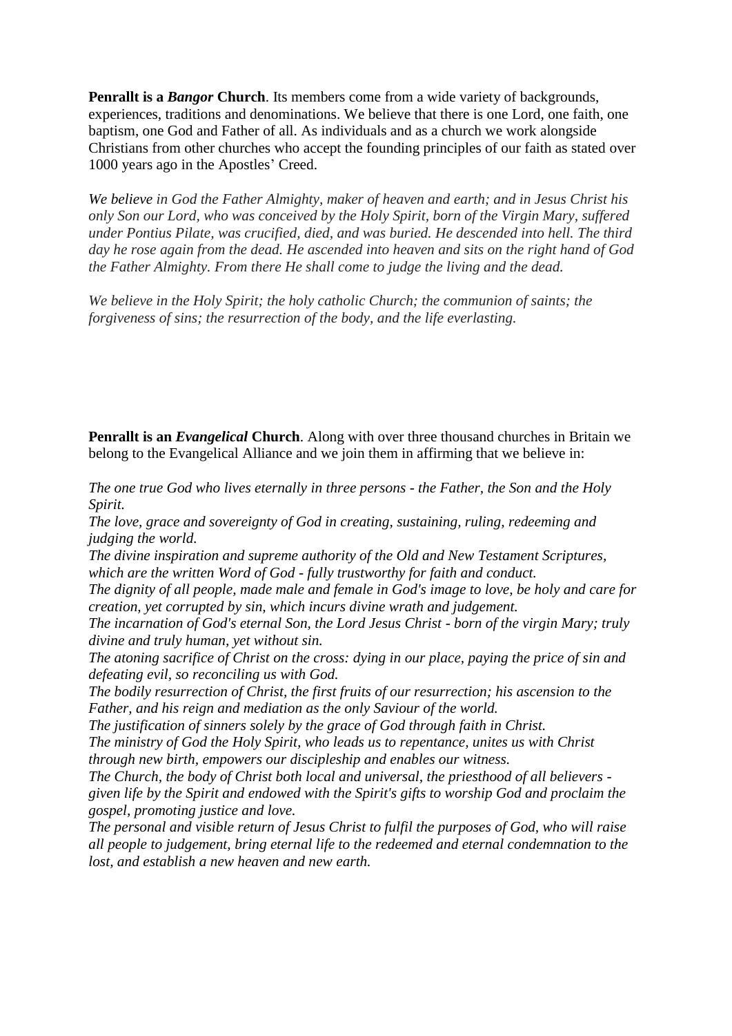**Penrallt is a *Bangor* Church**. Its members come from a wide variety of backgrounds, experiences, traditions and denominations. We believe that there is one Lord, one faith, one baptism, one God and Father of all. As individuals and as a church we work alongside Christians from other churches who accept the founding principles of our faith as stated over 1000 years ago in the Apostles' Creed.

*We believe in God the Father Almighty, maker of heaven and earth; and in Jesus Christ his only Son our Lord, who was conceived by the Holy Spirit, born of the Virgin Mary, suffered under Pontius Pilate, was crucified, died, and was buried. He descended into hell. The third day he rose again from the dead. He ascended into heaven and sits on the right hand of God the Father Almighty. From there He shall come to judge the living and the dead.*

*We believe in the Holy Spirit; the holy catholic Church; the communion of saints; the forgiveness of sins; the resurrection of the body, and the life everlasting.*

**Penrallt is an *Evangelical* Church**. Along with over three thousand churches in Britain we belong to the Evangelical Alliance and we join them in affirming that we believe in:

*The one true God who lives eternally in three persons - the Father, the Son and the Holy Spirit.*
*The love, grace and sovereignty of God in creating, sustaining, ruling, redeeming and judging the world.*
*The divine inspiration and supreme authority of the Old and New Testament Scriptures, which are the written Word of God - fully trustworthy for faith and conduct.*
*The dignity of all people, made male and female in God's image to love, be holy and care for creation, yet corrupted by sin, which incurs divine wrath and judgement.*
*The incarnation of God's eternal Son, the Lord Jesus Christ - born of the virgin Mary; truly divine and truly human, yet without sin.*
*The atoning sacrifice of Christ on the cross: dying in our place, paying the price of sin and defeating evil, so reconciling us with God.*
*The bodily resurrection of Christ, the first fruits of our resurrection; his ascension to the Father, and his reign and mediation as the only Saviour of the world.*
*The justification of sinners solely by the grace of God through faith in Christ.*
*The ministry of God the Holy Spirit, who leads us to repentance, unites us with Christ through new birth, empowers our discipleship and enables our witness.*
*The Church, the body of Christ both local and universal, the priesthood of all believers - given life by the Spirit and endowed with the Spirit's gifts to worship God and proclaim the gospel, promoting justice and love.*
*The personal and visible return of Jesus Christ to fulfil the purposes of God, who will raise all people to judgement, bring eternal life to the redeemed and eternal condemnation to the lost, and establish a new heaven and new earth.*